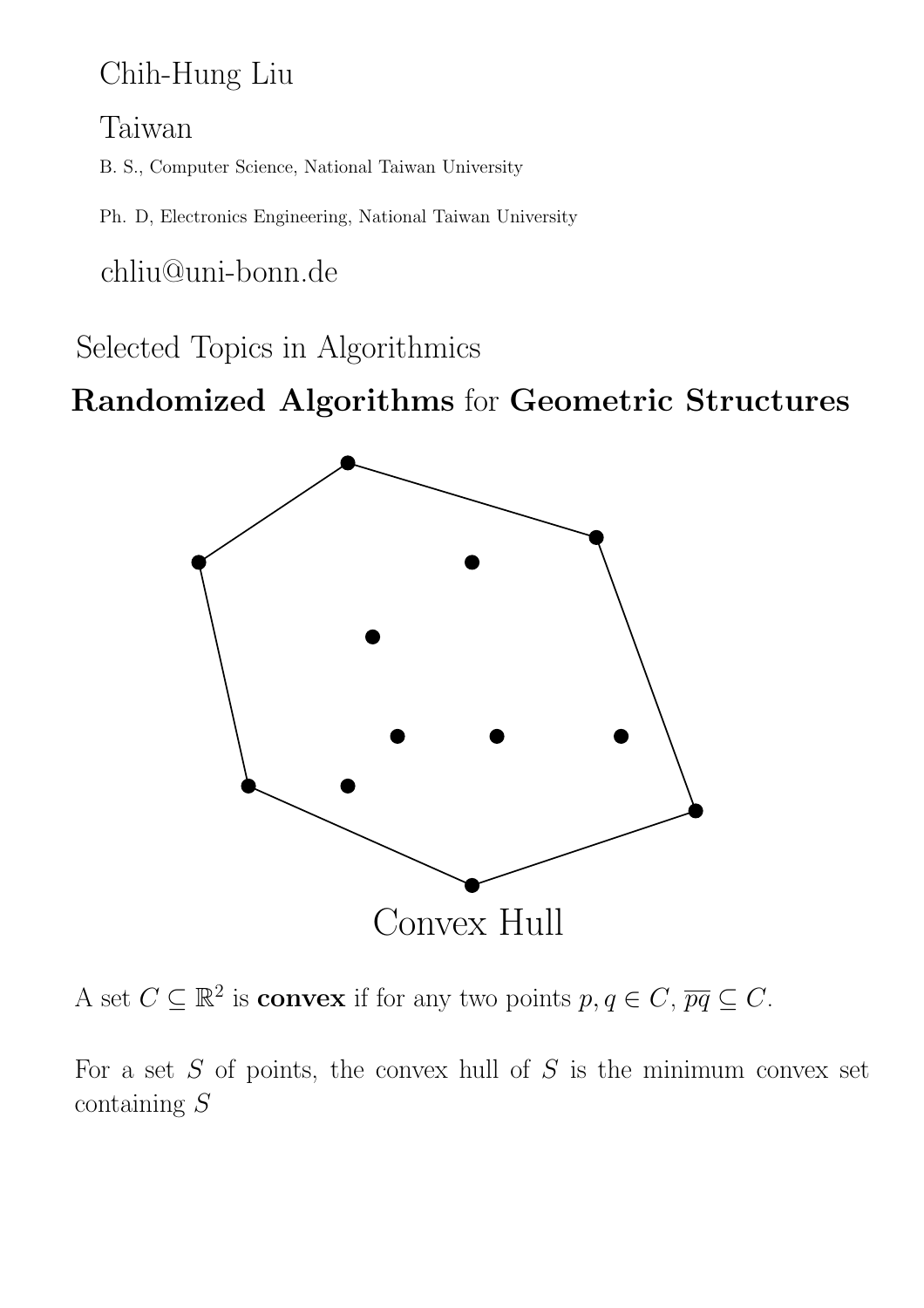Chih-Hung Liu

Taiwan

B. S., Computer Science, National Taiwan University

Ph. D, Electronics Engineering, National Taiwan University

chliu@uni-bonn.de

Selected Topics in Algorithmics

**Randomized Algorithms** for **Geometric Structures**

Convex Hull

A set $C \subseteq \mathbb{R}^2$ is **convex** if for any two points $p, q \in C$, $\overline{pq} \subseteq C$.

For a set $S$ of points, the convex hull of $S$ is the minimum convex set containing $S$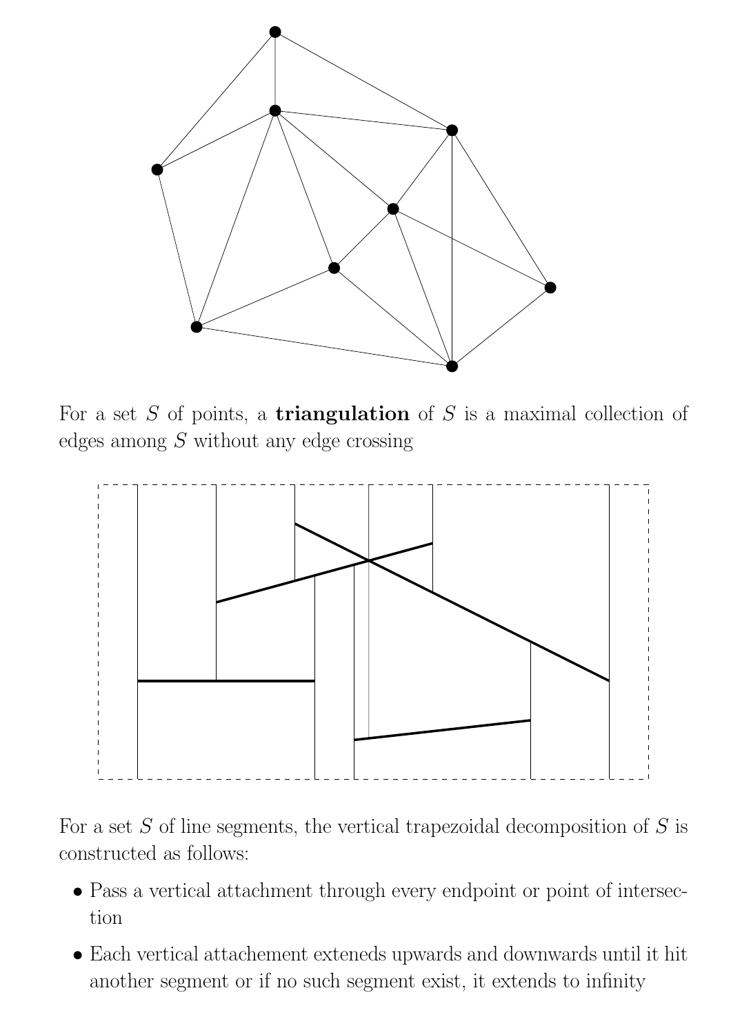For a set $S$ of points, a **triangulation** of $S$ is a maximal collection of edges among $S$ without any edge crossing

For a set $S$ of line segments, the vertical trapezoidal decomposition of $S$ is constructed as follows:

- Pass a vertical attachment through every endpoint or point of intersection
- Each vertical attachement exteneds upwards and downwards until it hit another segment or if no such segment exist, it extends to infinity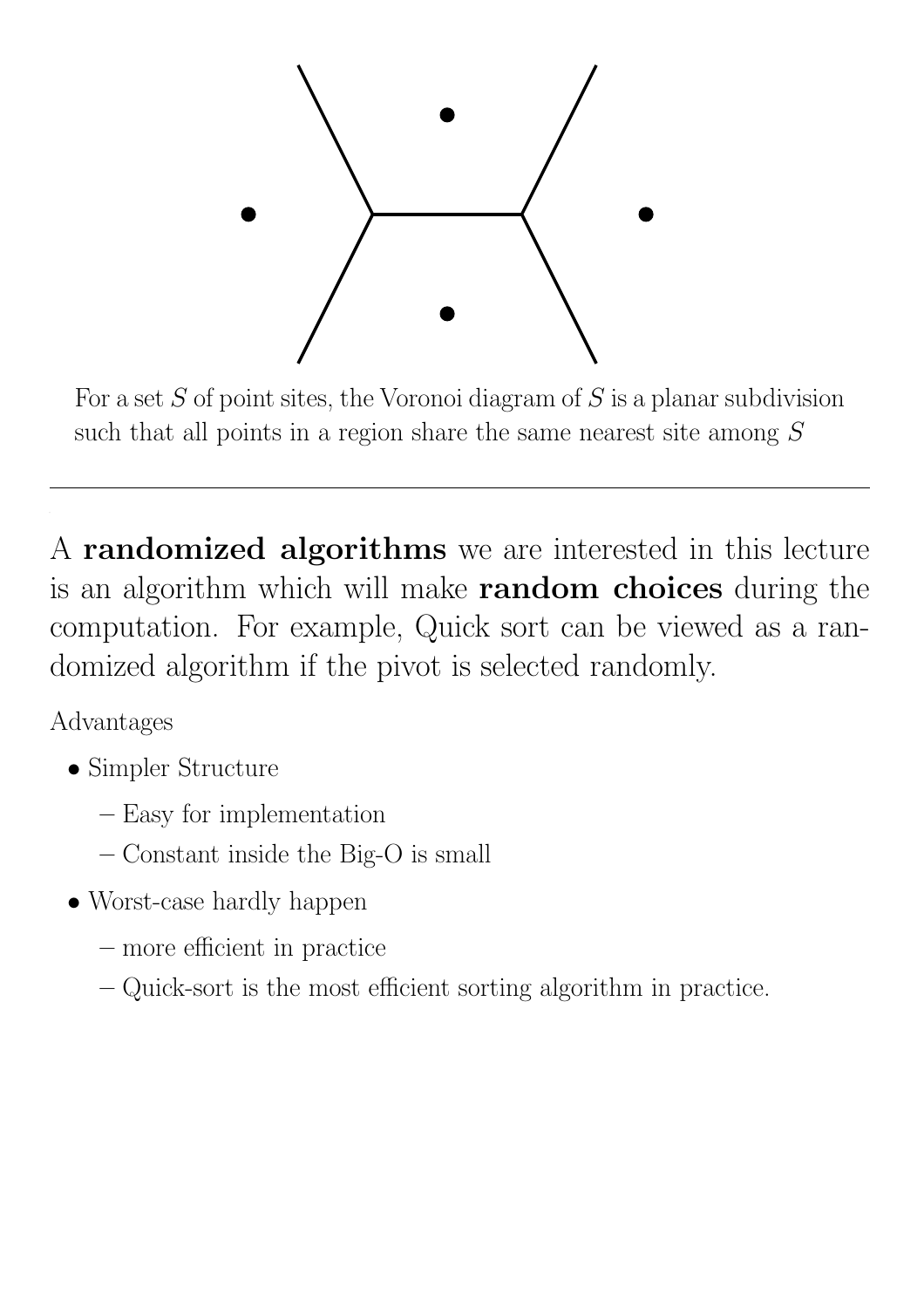For a set $S$ of point sites, the Voronoi diagram of $S$ is a planar subdivision such that all points in a region share the same nearest site among $S$

---

A **randomized algorithms** we are interested in this lecture is an algorithm which will make **random choices** during the computation. For example, Quick sort can be viewed as a randomized algorithm if the pivot is selected randomly.

Advantages

- Simpler Structure
  - Easy for implementation
  - Constant inside the Big-O is small
- Worst-case hardly happen
  - more efficient in practice
  - Quick-sort is the most efficient sorting algorithm in practice.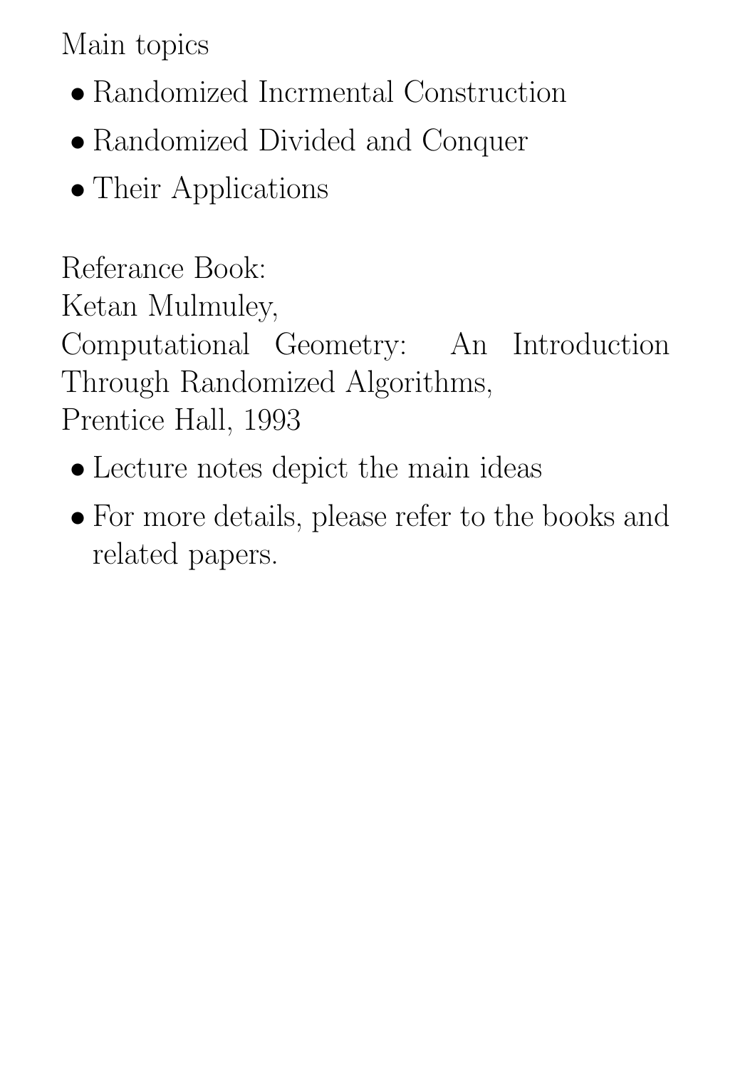Main topics

- Randomized Incrmental Construction
- Randomized Divided and Conquer
- Their Applications

Referance Book:
Ketan Mulmuley,
Computational Geometry: An Introduction Through Randomized Algorithms,
Prentice Hall, 1993

- Lecture notes depict the main ideas
- For more details, please refer to the books and related papers.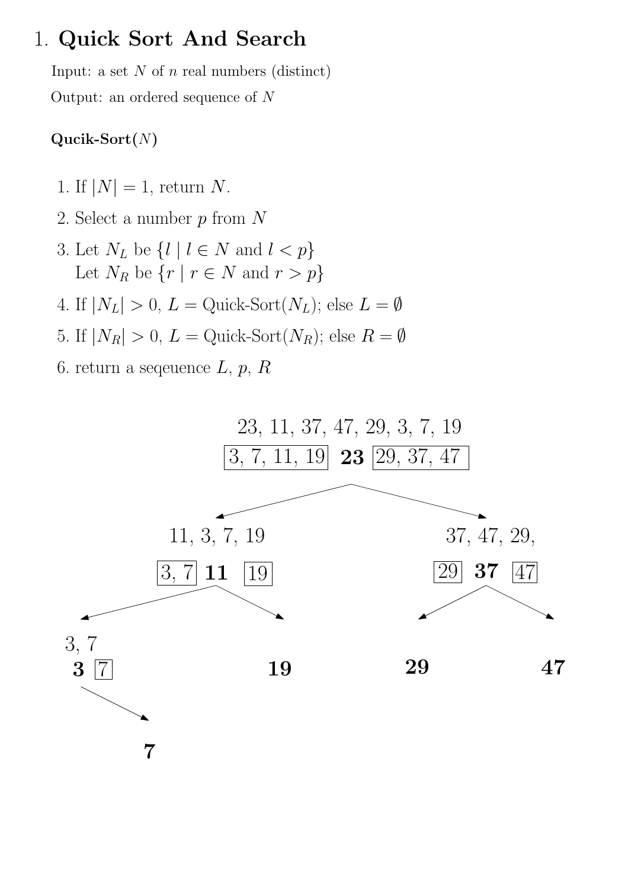## 1. **Quick Sort And Search**

Input: a set $N$ of $n$ real numbers (distinct)

Output: an ordered sequence of $N$

**Qucik-Sort($N$)**

1. If $|N| = 1$, return $N$.
2. Select a number $p$ from $N$
3. Let $N_L$ be $\{l \mid l \in N \text{ and } l < p\}$
   Let $N_R$ be $\{r \mid r \in N \text{ and } r > p\}$
4. If $|N_L| > 0$, $L =$ Quick-Sort($N_L$); else $L = \emptyset$
5. If $|N_R| > 0$, $L =$ Quick-Sort($N_R$); else $R = \emptyset$
6. return a seqeuence $L$, $p$, $R$

23, 11, 37, 47, 29, 3, 7, 19

[3, 7, 11, 19] **23** [29, 37, 47]

11, 3, 7, 19 → [3, 7] **11** [19]

37, 47, 29, → [29] **37** [47]

3, 7 → **3** [7]

**19**

**29**

**47**

**7**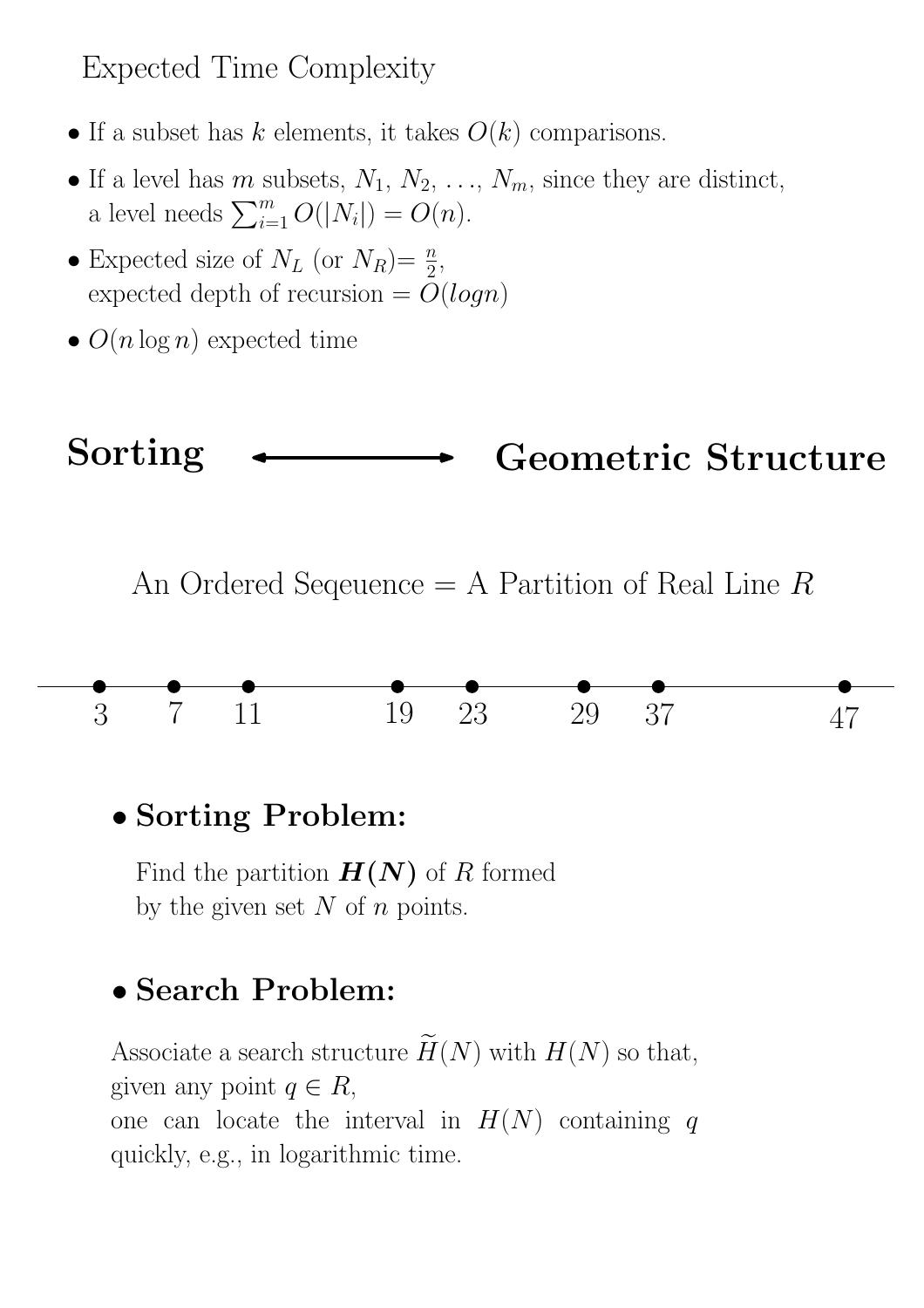## Expected Time Complexity

- If a subset has $k$ elements, it takes $O(k)$ comparisons.
- If a level has $m$ subsets, $N_1$, $N_2$, ..., $N_m$, since they are distinct, a level needs $\sum_{i=1}^{m} O(|N_i|) = O(n)$.
- Expected size of $N_L$ (or $N_R$)$= \frac{n}{2}$, expected depth of recursion $= O(logn)$
- $O(n \log n)$ expected time

## Sorting ⟷ Geometric Structure

An Ordered Seqeuence = A Partition of Real Line $R$

3   7   11   19   23   29   37   47

- **Sorting Problem:**

  Find the partition $\boldsymbol{H(N)}$ of $R$ formed by the given set $N$ of $n$ points.

- **Search Problem:**

  Associate a search structure $\widetilde{H}(N)$ with $H(N)$ so that, given any point $q \in R$, one can locate the interval in $H(N)$ containing $q$ quickly, e.g., in logarithmic time.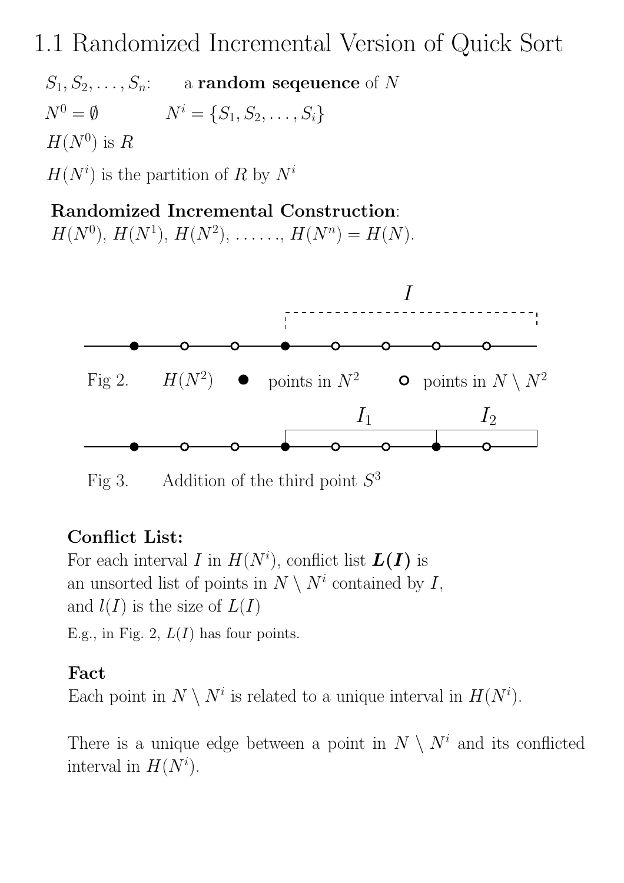# 1.1 Randomized Incremental Version of Quick Sort

$S_1, S_2, \ldots, S_n$: a **random seqeuence** of $N$

$N^0 = \emptyset$ $N^i = \{S_1, S_2, \ldots, S_i\}$

$H(N^0)$ is $R$

$H(N^i)$ is the partition of $R$ by $N^i$

**Randomized Incremental Construction**:
$H(N^0)$, $H(N^1)$, $H(N^2)$, ......, $H(N^n) = H(N)$.

Fig 2. $H(N^2)$ ● points in $N^2$ ○ points in $N \setminus N^2$

Fig 3. Addition of the third point $S^3$

**Conflict List:**
For each interval $I$ in $H(N^i)$, conflict list $\boldsymbol{L(I)}$ is an unsorted list of points in $N \setminus N^i$ contained by $I$, and $l(I)$ is the size of $L(I)$

E.g., in Fig. 2, $L(I)$ has four points.

**Fact**
Each point in $N \setminus N^i$ is related to a unique interval in $H(N^i)$.

There is a unique edge between a point in $N \setminus N^i$ and its conflicted interval in $H(N^i)$.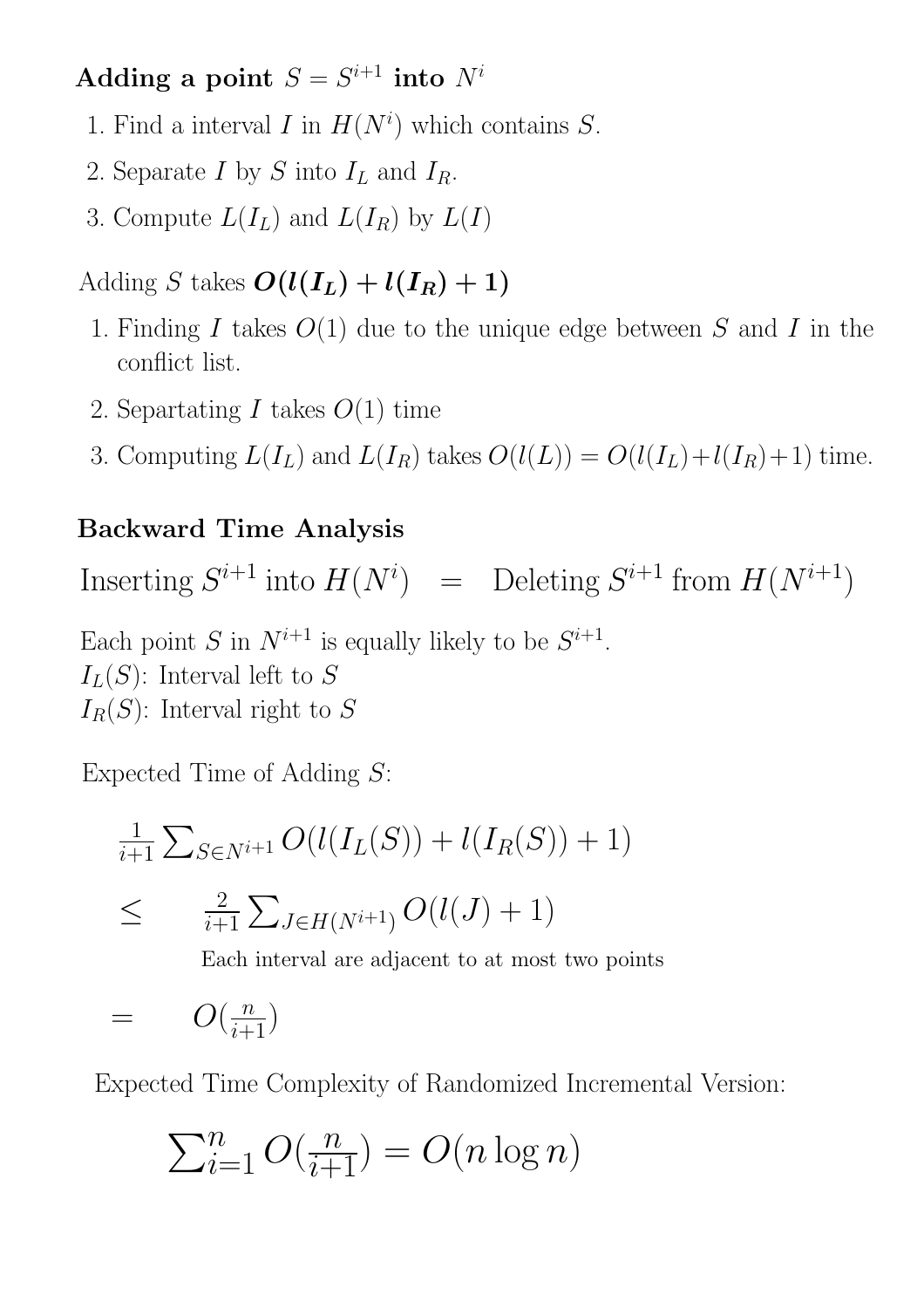**Adding a point $S = S^{i+1}$ into $N^i$**

1. Find a interval $I$ in $H(N^i)$ which contains $S$.
2. Separate $I$ by $S$ into $I_L$ and $I_R$.
3. Compute $L(I_L)$ and $L(I_R)$ by $L(I)$

Adding $S$ takes $\boldsymbol{O(l(I_L) + l(I_R) + 1)}$

1. Finding $I$ takes $O(1)$ due to the unique edge between $S$ and $I$ in the conflict list.
2. Separtating $I$ takes $O(1)$ time
3. Computing $L(I_L)$ and $L(I_R)$ takes $O(l(L)) = O(l(I_L)+l(I_R)+1)$ time.

**Backward Time Analysis**

$$\text{Inserting } S^{i+1} \text{ into } H(N^i) \quad = \quad \text{Deleting } S^{i+1} \text{ from } H(N^{i+1})$$

Each point $S$ in $N^{i+1}$ is equally likely to be $S^{i+1}$.
$I_L(S)$: Interval left to $S$
$I_R(S)$: Interval right to $S$

Expected Time of Adding $S$:

$$\frac{1}{i+1}\sum_{S\in N^{i+1}} O(l(I_L(S)) + l(I_R(S)) + 1)$$

$$\leq \quad \frac{2}{i+1}\sum_{J\in H(N^{i+1})} O(l(J) + 1)$$

Each interval are adjacent to at most two points

$$= \quad O(\tfrac{n}{i+1})$$

Expected Time Complexity of Randomized Incremental Version:

$$\sum_{i=1}^{n} O(\tfrac{n}{i+1}) = O(n \log n)$$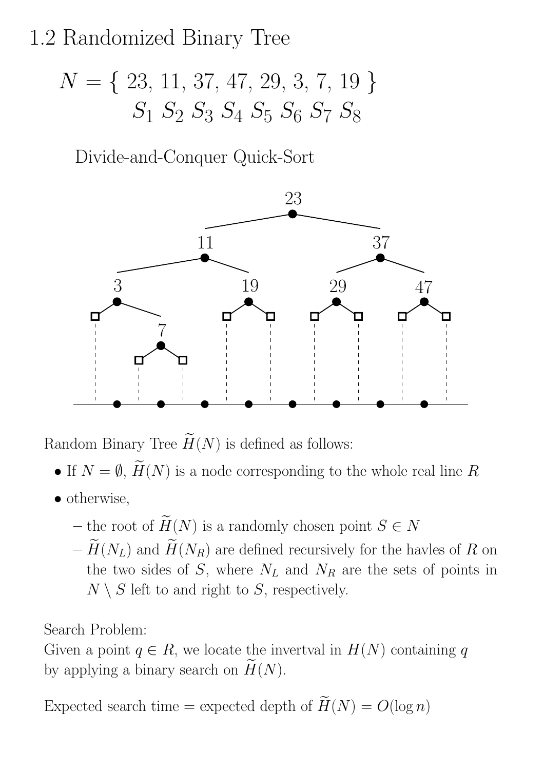# 1.2 Randomized Binary Tree

$$N = \{\ 23,\ 11,\ 37,\ 47,\ 29,\ 3,\ 7,\ 19\ \}$$
$$S_1\ S_2\ S_3\ S_4\ S_5\ S_6\ S_7\ S_8$$

Divide-and-Conquer Quick-Sort

Random Binary Tree $\widetilde{H}(N)$ is defined as follows:

- If $N = \emptyset$, $\widetilde{H}(N)$ is a node corresponding to the whole real line $R$
- otherwise,
  - the root of $\widetilde{H}(N)$ is a randomly chosen point $S \in N$
  - $\widetilde{H}(N_L)$ and $\widetilde{H}(N_R)$ are defined recursively for the havles of $R$ on the two sides of $S$, where $N_L$ and $N_R$ are the sets of points in $N \setminus S$ left to and right to $S$, respectively.

Search Problem:
Given a point $q \in R$, we locate the invertval in $H(N)$ containing $q$ by applying a binary search on $\widetilde{H}(N)$.

Expected search time = expected depth of $\widetilde{H}(N) = O(\log n)$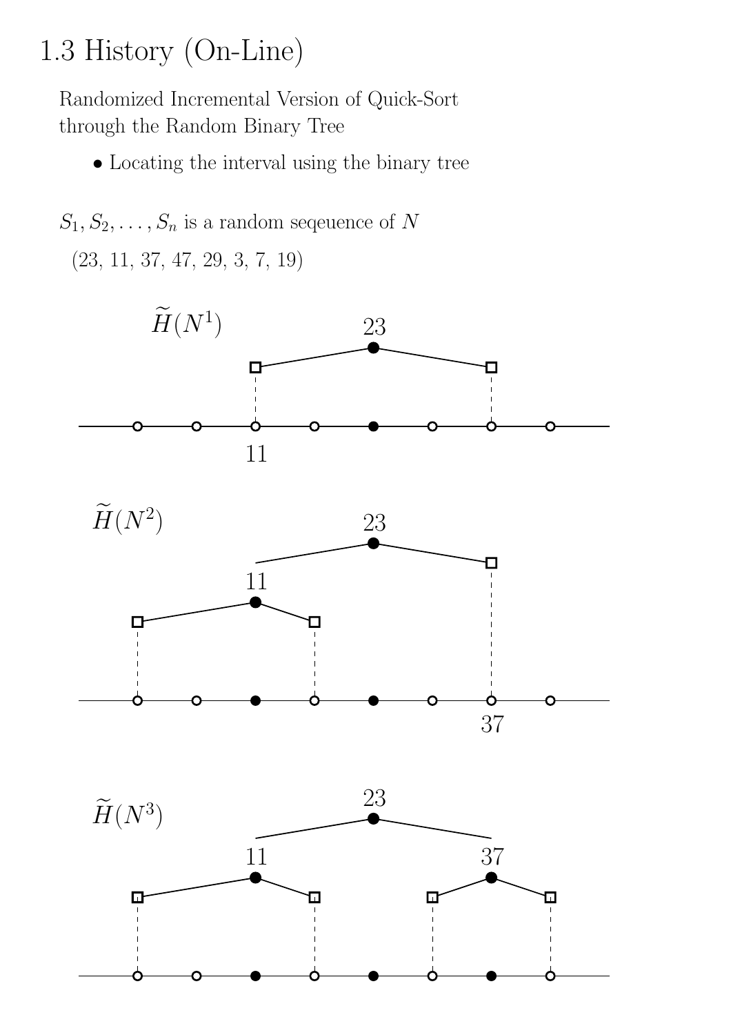# 1.3 History (On-Line)

Randomized Incremental Version of Quick-Sort through the Random Binary Tree

- Locating the interval using the binary tree

$S_1, S_2, \ldots, S_n$ is a random seqeuence of $N$

(23, 11, 37, 47, 29, 3, 7, 19)

$\widetilde{H}(N^1)$

23

11

$\widetilde{H}(N^2)$

23

11

37

$\widetilde{H}(N^3)$

23

11

37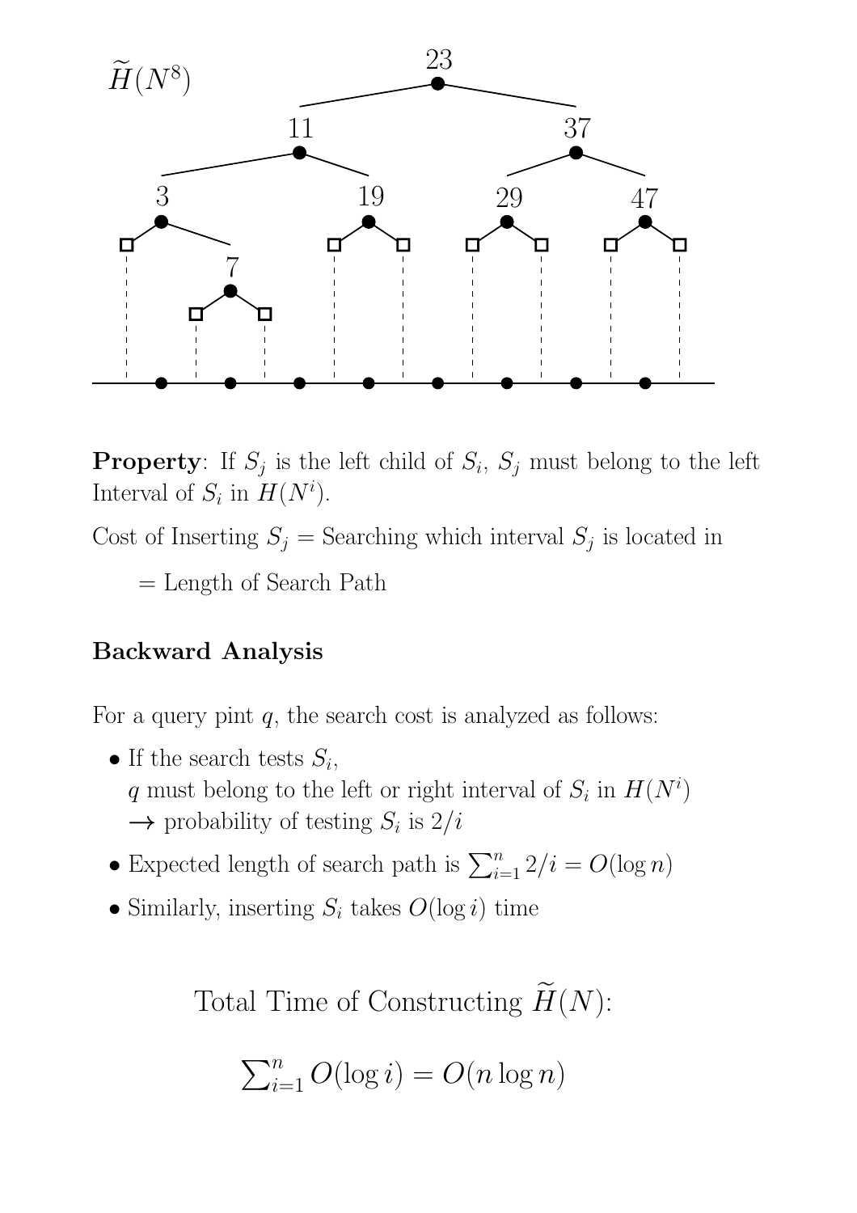$\widetilde{H}(N^8)$

**Property**: If $S_j$ is the left child of $S_i$, $S_j$ must belong to the left Interval of $S_i$ in $H(N^i)$.

Cost of Inserting $S_j$ = Searching which interval $S_j$ is located in

= Length of Search Path

**Backward Analysis**

For a query pint $q$, the search cost is analyzed as follows:

- If the search tests $S_i$,
  $q$ must belong to the left or right interval of $S_i$ in $H(N^i)$
  $\rightarrow$ probability of testing $S_i$ is $2/i$
- Expected length of search path is $\sum_{i=1}^{n} 2/i = O(\log n)$
- Similarly, inserting $S_i$ takes $O(\log i)$ time

Total Time of Constructing $\widetilde{H}(N)$:

$$\sum_{i=1}^{n} O(\log i) = O(n \log n)$$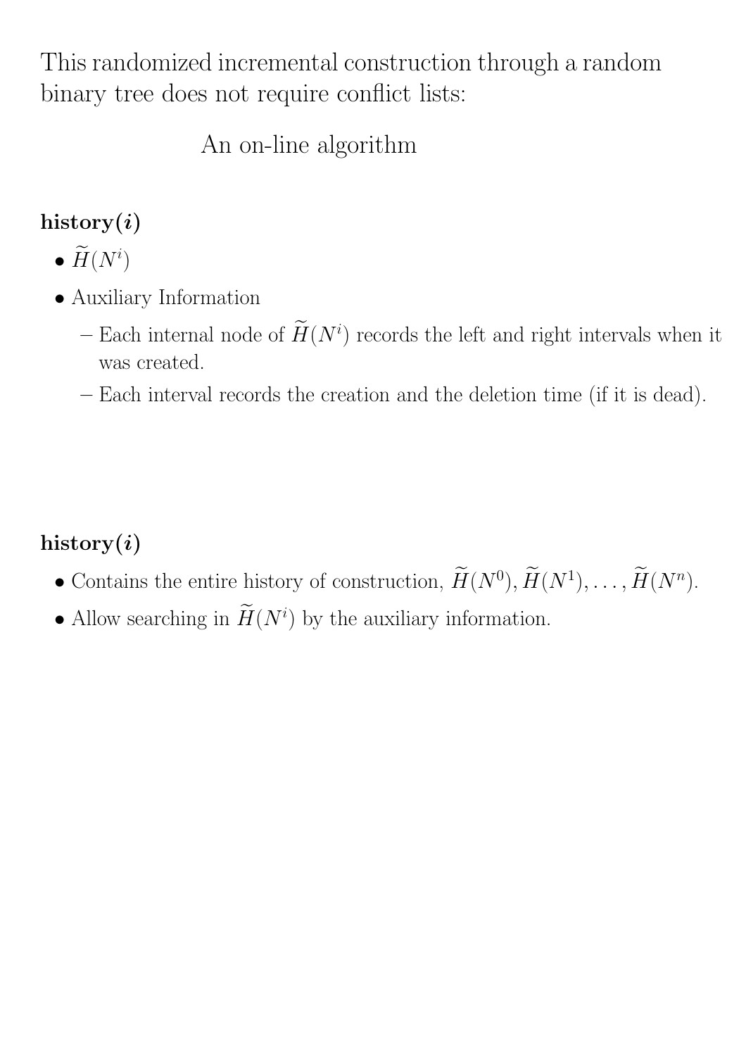This randomized incremental construction through a random binary tree does not require conflict lists:

An on-line algorithm

**history($i$)**

- $\widetilde{H}(N^i)$
- Auxiliary Information
  - Each internal node of $\widetilde{H}(N^i)$ records the left and right intervals when it was created.
  - Each interval records the creation and the deletion time (if it is dead).

**history($i$)**

- Contains the entire history of construction, $\widetilde{H}(N^0), \widetilde{H}(N^1), \ldots, \widetilde{H}(N^n)$.
- Allow searching in $\widetilde{H}(N^i)$ by the auxiliary information.